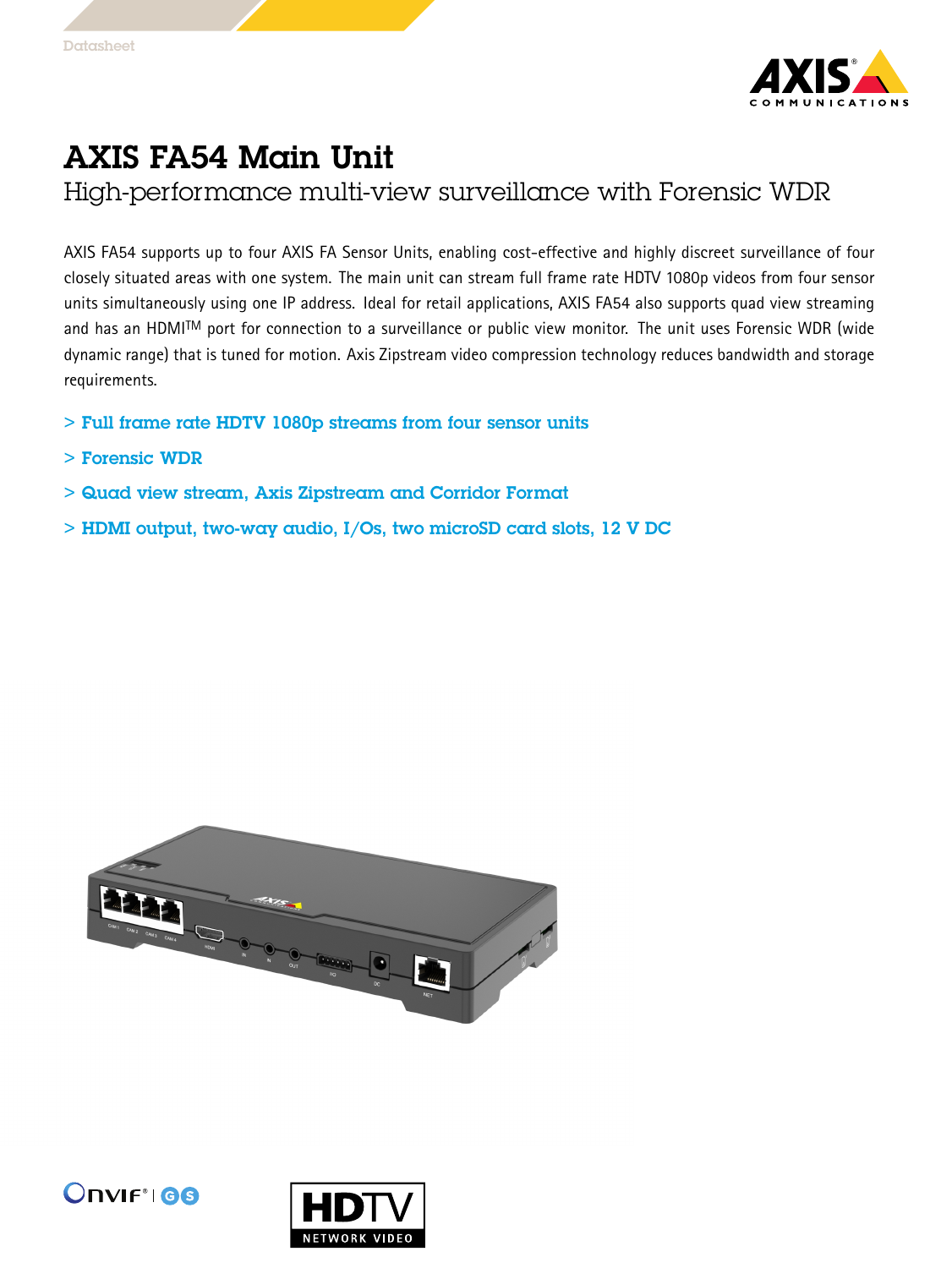Datasheet

# AXIS FA54 Main Unit

## High-performance multi-view surveillance with Forensic WDR

AXIS FA54 supports up to four AXIS FA Sensor Units, enabling cost-effective and highly discreet surveillance of four closely situated areas with one system. The main unit can stream full frame rate HDTV 1080p videos from four sensor units simultaneously using one IP address. Ideal for retail applications, AXIS FA54 also supports quad view streaming and has an HDMI™ port for connection to a surveillance or public view monitor. The unit uses Forensic WDR (wide dynamic range) that is tuned for motion. Axis Zipstream video compression technology reduces bandwidth and storage requirements.

> **Full frame rate HDTV 1080p streams from four sensor units**

> **Forensic WDR**

> **Quad view stream, Axis Zipstream and Corridor Format**

> **HDMI output, two-way audio, I/Os, two microSD card slots, 12 V DC**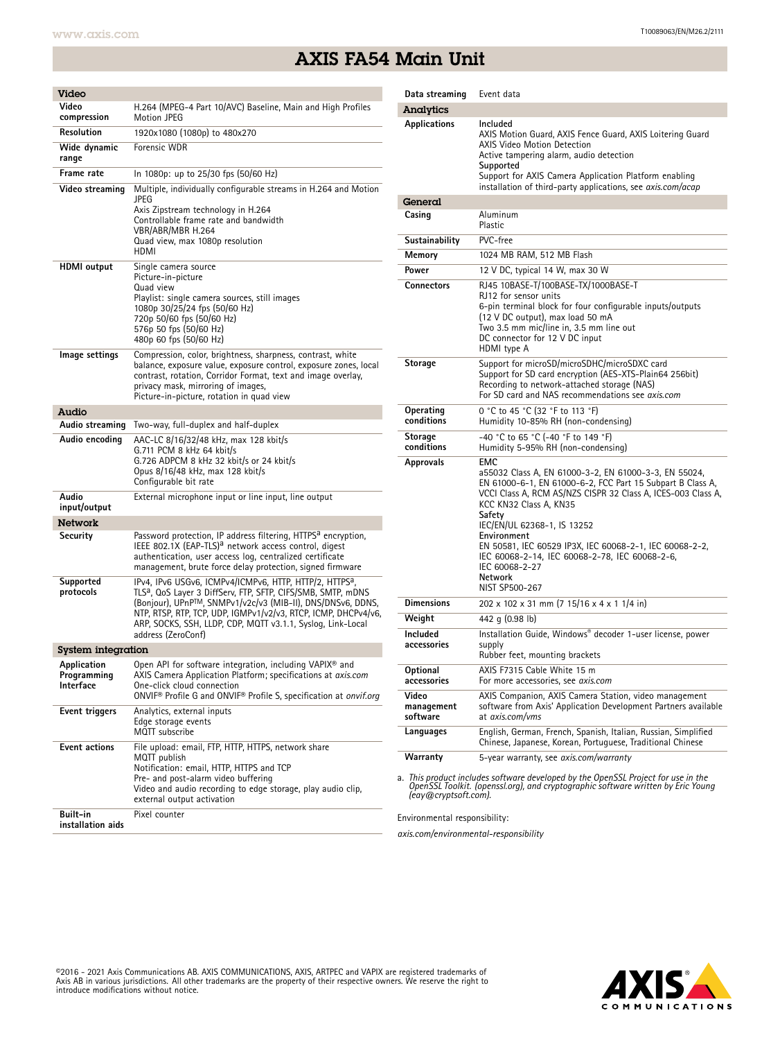# AXIS FA54 Main Unit

## Video

| | |
|---|---|
| **Video compression** | H.264 (MPEG-4 Part 10/AVC) Baseline, Main and High Profiles<br>Motion JPEG |
| **Resolution** | 1920x1080 (1080p) to 480x270 |
| **Wide dynamic range** | Forensic WDR |
| **Frame rate** | In 1080p: up to 25/30 fps (50/60 Hz) |
| **Video streaming** | Multiple, individually configurable streams in H.264 and Motion JPEG<br>Axis Zipstream technology in H.264<br>Controllable frame rate and bandwidth<br>VBR/ABR/MBR H.264<br>Quad view, max 1080p resolution<br>HDMI |
| **HDMI output** | Single camera source<br>Picture-in-picture<br>Quad view<br>Playlist: single camera sources, still images<br>1080p 30/25/24 fps (50/60 Hz)<br>720p 50/60 fps (50/60 Hz)<br>576p 50 fps (50/60 Hz)<br>480p 60 fps (50/60 Hz) |
| **Image settings** | Compression, color, brightness, sharpness, contrast, white balance, exposure value, exposure control, exposure zones, local contrast, rotation, Corridor Format, text and image overlay, privacy mask, mirroring of images,<br>Picture-in-picture, rotation in quad view |

## Audio

| | |
|---|---|
| **Audio streaming** | Two-way, full-duplex and half-duplex |
| **Audio encoding** | AAC-LC 8/16/32/48 kHz, max 128 kbit/s<br>G.711 PCM 8 kHz 64 kbit/s<br>G.726 ADPCM 8 kHz 32 kbit/s or 24 kbit/s<br>Opus 8/16/48 kHz, max 128 kbit/s<br>Configurable bit rate |
| **Audio input/output** | External microphone input or line input, line output |

## Network

| | |
|---|---|
| **Security** | Password protection, IP address filtering, HTTPS[a] encryption, IEEE 802.1X (EAP-TLS)[a] network access control, digest authentication, user access log, centralized certificate management, brute force delay protection, signed firmware |
| **Supported protocols** | IPv4, IPv6 USGv6, ICMPv4/ICMPv6, HTTP, HTTP/2, HTTPS[a], TLS[a], QoS Layer 3 DiffServ, FTP, SFTP, CIFS/SMB, SMTP, mDNS (Bonjour), UPnP™, SNMPv1/v2c/v3 (MIB-II), DNS/DNSv6, DDNS, NTP, RTSP, RTP, TCP, UDP, IGMPv1/v2/v3, RTCP, ICMP, DHCPv4/v6, ARP, SOCKS, SSH, LLDP, CDP, MQTT v3.1.1, Syslog, Link-Local address (ZeroConf) |

## System integration

| | |
|---|---|
| **Application Programming Interface** | Open API for software integration, including VAPIX® and AXIS Camera Application Platform; specifications at *axis.com*<br>One-click cloud connection<br>ONVIF® Profile G and ONVIF® Profile S, specification at *onvif.org* |
| **Event triggers** | Analytics, external inputs<br>Edge storage events<br>MQTT subscribe |
| **Event actions** | File upload: email, FTP, HTTP, HTTPS, network share<br>MQTT publish<br>Notification: email, HTTP, HTTPS and TCP<br>Pre- and post-alarm video buffering<br>Video and audio recording to edge storage, play audio clip, external output activation |
| **Built-in installation aids** | Pixel counter |
| **Data streaming** | Event data |

## Analytics

| | |
|---|---|
| **Applications** | **Included**<br>AXIS Motion Guard, AXIS Fence Guard, AXIS Loitering Guard<br>AXIS Video Motion Detection<br>Active tampering alarm, audio detection<br>**Supported**<br>Support for AXIS Camera Application Platform enabling installation of third-party applications, see *axis.com/acap* |

## General

| | |
|---|---|
| **Casing** | Aluminum<br>Plastic |
| **Sustainability** | PVC-free |
| **Memory** | 1024 MB RAM, 512 MB Flash |
| **Power** | 12 V DC, typical 14 W, max 30 W |
| **Connectors** | RJ45 10BASE-T/100BASE-TX/1000BASE-T<br>RJ12 for sensor units<br>6-pin terminal block for four configurable inputs/outputs (12 V DC output), max load 50 mA<br>Two 3.5 mm mic/line in, 3.5 mm line out<br>DC connector for 12 V DC input<br>HDMI type A |
| **Storage** | Support for microSD/microSDHC/microSDXC card<br>Support for SD card encryption (AES-XTS-Plain64 256bit)<br>Recording to network-attached storage (NAS)<br>For SD card and NAS recommendations see *axis.com* |
| **Operating conditions** | 0 °C to 45 °C (32 °F to 113 °F)<br>Humidity 10–85% RH (non-condensing) |
| **Storage conditions** | -40 °C to 65 °C (-40 °F to 149 °F)<br>Humidity 5–95% RH (non-condensing) |
| **Approvals** | **EMC**<br>a55032 Class A, EN 61000-3-2, EN 61000-3-3, EN 55024, EN 61000-6-1, EN 61000-6-2, FCC Part 15 Subpart B Class A, VCCI Class A, RCM AS/NZS CISPR 32 Class A, ICES-003 Class A, KCC KN32 Class A, KN35<br>**Safety**<br>IEC/EN/UL 62368-1, IS 13252<br>**Environment**<br>EN 50581, IEC 60529 IP3X, IEC 60068-2-1, IEC 60068-2-2, IEC 60068-2-14, IEC 60068-2-78, IEC 60068-2-6, IEC 60068-2-27<br>**Network**<br>NIST SP500-267 |
| **Dimensions** | 202 x 102 x 31 mm (7 15/16 x 4 x 1 1/4 in) |
| **Weight** | 442 g (0.98 lb) |
| **Included accessories** | Installation Guide, Windows® decoder 1-user license, power supply<br>Rubber feet, mounting brackets |
| **Optional accessories** | AXIS F7315 Cable White 15 m<br>For more accessories, see *axis.com* |
| **Video management software** | AXIS Companion, AXIS Camera Station, video management software from Axis' Application Development Partners available at *axis.com/vms* |
| **Languages** | English, German, French, Spanish, Italian, Russian, Simplified Chinese, Japanese, Korean, Portuguese, Traditional Chinese |
| **Warranty** | 5-year warranty, see *axis.com/warranty* |

a. *This product includes software developed by the OpenSSL Project for use in the OpenSSL Toolkit. (openssl.org), and cryptographic software written by Eric Young (eay@cryptsoft.com).*

Environmental responsibility:

*axis.com/environmental-responsibility*

©2016 - 2021 Axis Communications AB. AXIS COMMUNICATIONS, AXIS, ARTPEC and VAPIX are registered trademarks of Axis AB in various jurisdictions. All other trademarks are the property of their respective owners. We reserve the right to introduce modifications without notice.